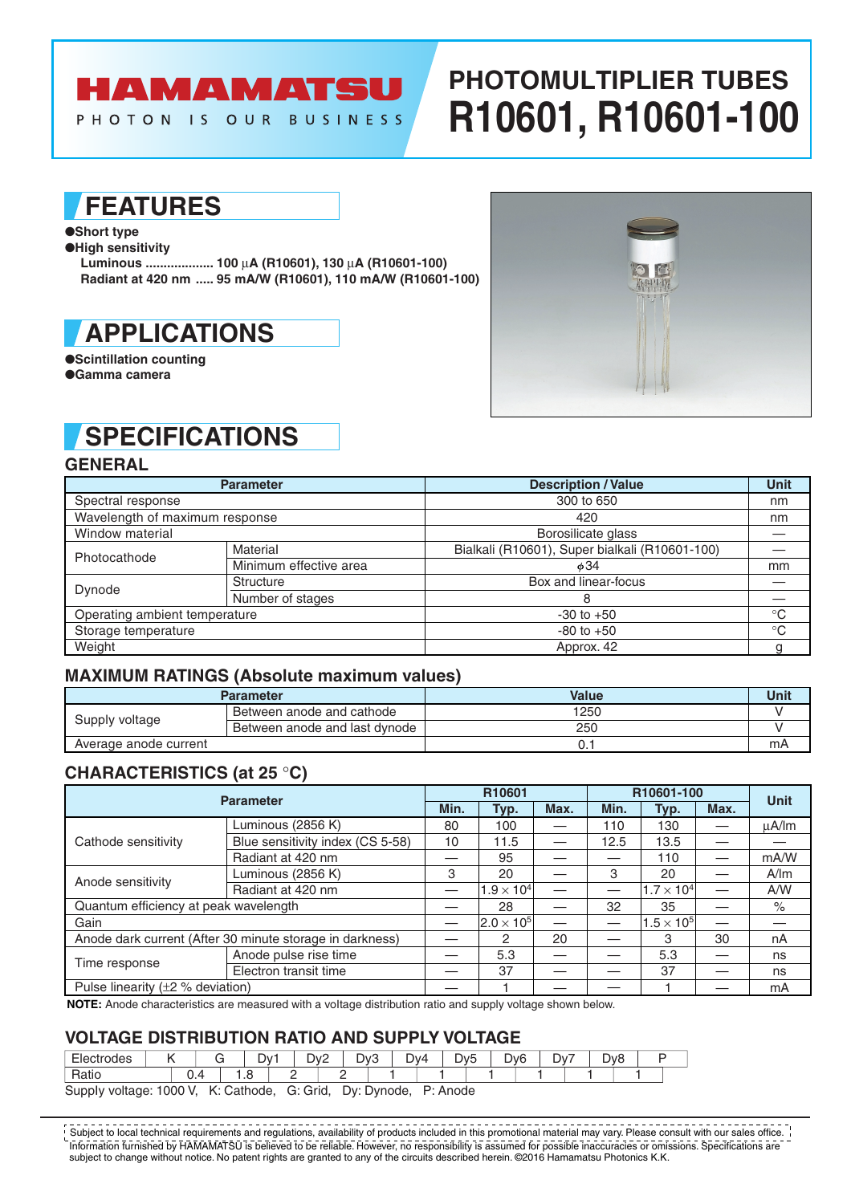# HAMAMATSU

PHOTON IS OUR BUSINESS

# PHOTOMULTIPLIER TUBES R10601, R10601-100

## FEATURES

- **Short type**
- **High sensitivity**
  - **Luminous ................... 100 µA (R10601), 130 µA (R10601-100)**
  - **Radiant at 420 nm ..... 95 mA/W (R10601), 110 mA/W (R10601-100)**

## APPLICATIONS

- **Scintillation counting**
- **Gamma camera**

## SPECIFICATIONS

### GENERAL

| Parameter | | Description / Value | Unit |
|---|---|---|---|
| Spectral response | | 300 to 650 | nm |
| Wavelength of maximum response | | 420 | nm |
| Window material | | Borosilicate glass | — |
| Photocathode | Material | Bialkali (R10601), Super bialkali (R10601-100) | — |
| | Minimum effective area | $\phi$34 | mm |
| Dynode | Structure | Box and linear-focus | — |
| | Number of stages | 8 | — |
| Operating ambient temperature | | -30 to +50 | °C |
| Storage temperature | | -80 to +50 | °C |
| Weight | | Approx. 42 | g |

### MAXIMUM RATINGS (Absolute maximum values)

| Parameter | | Value | Unit |
|---|---|---|---|
| Supply voltage | Between anode and cathode | 1250 | V |
| | Between anode and last dynode | 250 | V |
| Average anode current | | 0.1 | mA |

### CHARACTERISTICS (at 25 °C)

| Parameter | | R10601 | | | R10601-100 | | | Unit |
|---|---|---|---|---|---|---|---|---|
| | | Min. | Typ. | Max. | Min. | Typ. | Max. | |
| Cathode sensitivity | Luminous (2856 K) | 80 | 100 | — | 110 | 130 | — | µA/lm |
| | Blue sensitivity index (CS 5-58) | 10 | 11.5 | — | 12.5 | 13.5 | — | — |
| | Radiant at 420 nm | — | 95 | — | — | 110 | — | mA/W |
| Anode sensitivity | Luminous (2856 K) | 3 | 20 | — | 3 | 20 | — | A/lm |
| | Radiant at 420 nm | — | $1.9 \times 10^4$ | — | — | $1.7 \times 10^4$ | — | A/W |
| Quantum efficiency at peak wavelength | | — | 28 | — | 32 | 35 | — | % |
| Gain | | — | $2.0 \times 10^5$ | — | — | $1.5 \times 10^5$ | — | — |
| Anode dark current (After 30 minute storage in darkness) | | — | 2 | 20 | — | 3 | 30 | nA |
| Time response | Anode pulse rise time | — | 5.3 | — | — | 5.3 | — | ns |
| | Electron transit time | — | 37 | — | — | 37 | — | ns |
| Pulse linearity (±2 % deviation) | | — | 1 | — | — | 1 | — | mA |

**NOTE:** Anode characteristics are measured with a voltage distribution ratio and supply voltage shown below.

### VOLTAGE DISTRIBUTION RATIO AND SUPPLY VOLTAGE

| Electrodes | K–G | G–Dy1 | Dy1–Dy2 | Dy2–Dy3 | Dy3–Dy4 | Dy4–Dy5 | Dy5–Dy6 | Dy6–Dy7 | Dy7–Dy8 | Dy8–P |
|---|---|---|---|---|---|---|---|---|---|---|
| Ratio | 0.4 | 1.8 | 2 | 2 | 1 | 1 | 1 | 1 | 1 | 1 |

Supply voltage: 1000 V, K: Cathode, G: Grid, Dy: Dynode, P: Anode

Subject to local technical requirements and regulations, availability of products included in this promotional material may vary. Please consult with our sales office. Information furnished by HAMAMATSU is believed to be reliable. However, no responsibility is assumed for possible inaccuracies or omissions. Specifications are subject to change without notice. No patent rights are granted to any of the circuits described herein. ©2016 Hamamatsu Photonics K.K.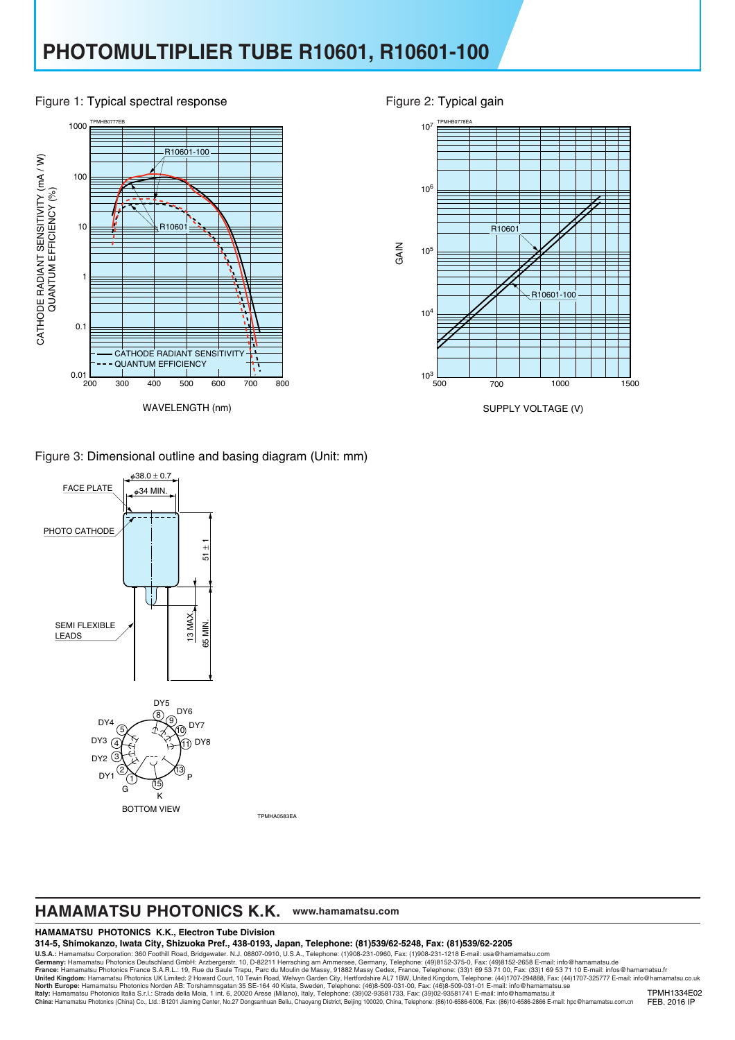# PHOTOMULTIPLIER TUBE R10601, R10601-100

Figure 1: Typical spectral response

TPMHB0777EB

CATHODE RADIANT SENSITIVITY (mA / W)
QUANTUM EFFICIENCY (%)

1000
100
10
1
0.1
0.01

R10601-100
R10601

CATHODE RADIANT SENSITIVITY
QUANTUM EFFICIENCY

200 300 400 500 600 700 800

WAVELENGTH (nm)

Figure 2: Typical gain

TPMHB0778EA

GAIN

$10^7$
$10^6$
$10^5$
$10^4$
$10^3$

R10601
R10601-100

500 700 1000 1500

SUPPLY VOLTAGE (V)

Figure 3: Dimensional outline and basing diagram (Unit: mm)

FACE PLATE
PHOTO CATHODE
SEMI FLEXIBLE LEADS

φ38.0 ± 0.7
φ34 MIN.
51 ± 1
13 MAX.
65 MIN.

DY5, DY6, DY4, DY7, DY3, DY8, DY2, DY1, G, K, P
8, 9, 5, 10, 4, 11, 3, 2, 13, 1, 15

BOTTOM VIEW

TPMHA0583EA

## HAMAMATSU PHOTONICS K.K. www.hamamatsu.com

**HAMAMATSU PHOTONICS K.K., Electron Tube Division**

**314-5, Shimokanzo, Iwata City, Shizuoka Pref., 438-0193, Japan, Telephone: (81)539/62-5248, Fax: (81)539/62-2205**

**U.S.A.:** Hamamatsu Corporation: 360 Foothill Road, Bridgewater. N.J. 08807-0910, U.S.A., Telephone: (1)908-231-0960, Fax: (1)908-231-1218 E-mail: usa@hamamatsu.com
**Germany:** Hamamatsu Photonics Deutschland GmbH: Arzbergerstr. 10, D-82211 Herrsching am Ammersee, Germany, Telephone: (49)8152-375-0, Fax: (49)8152-2658 E-mail: info@hamamatsu.de
**France:** Hamamatsu Photonics France S.A.R.L.: 19, Rue du Saule Trapu, Parc du Moulin de Massy, 91882 Massy Cedex, France, Telephone: (33)1 69 53 71 00, Fax: (33)1 69 53 71 10 E-mail: infos@hamamatsu.fr
**United Kingdom:** Hamamatsu Photonics UK Limited: 2 Howard Court, 10 Tewin Road, Welwyn Garden City, Hertfordshire AL7 1BW, United Kingdom, Telephone: (44)1707-294888, Fax: (44)1707-325777 E-mail: info@hamamatsu.co.uk
**North Europe:** Hamamatsu Photonics Norden AB: Torshamnsgatan 35 SE-164 40 Kista, Sweden, Telephone: (46)8-509-031-00, Fax: (46)8-509-031-01 E-mail: info@hamamatsu.se
**Italy:** Hamamatsu Photonics Italia S.r.l.: Strada della Moia, 1 int. 6, 20020 Arese (Milano), Italy, Telephone: (39)02-93581733, Fax: (39)02-93581741 E-mail: info@hamamatsu.it
**China:** Hamamatsu Photonics (China) Co., Ltd.: B1201 Jiaming Center, No.27 Dongsanhuan Beilu, Chaoyang District, Beijing 100020, China, Telephone: (86)10-6586-6006, Fax: (86)10-6586-2866 E-mail: hpc@hamamatsu.com.cn

TPMH1334E02
FEB. 2016 IP